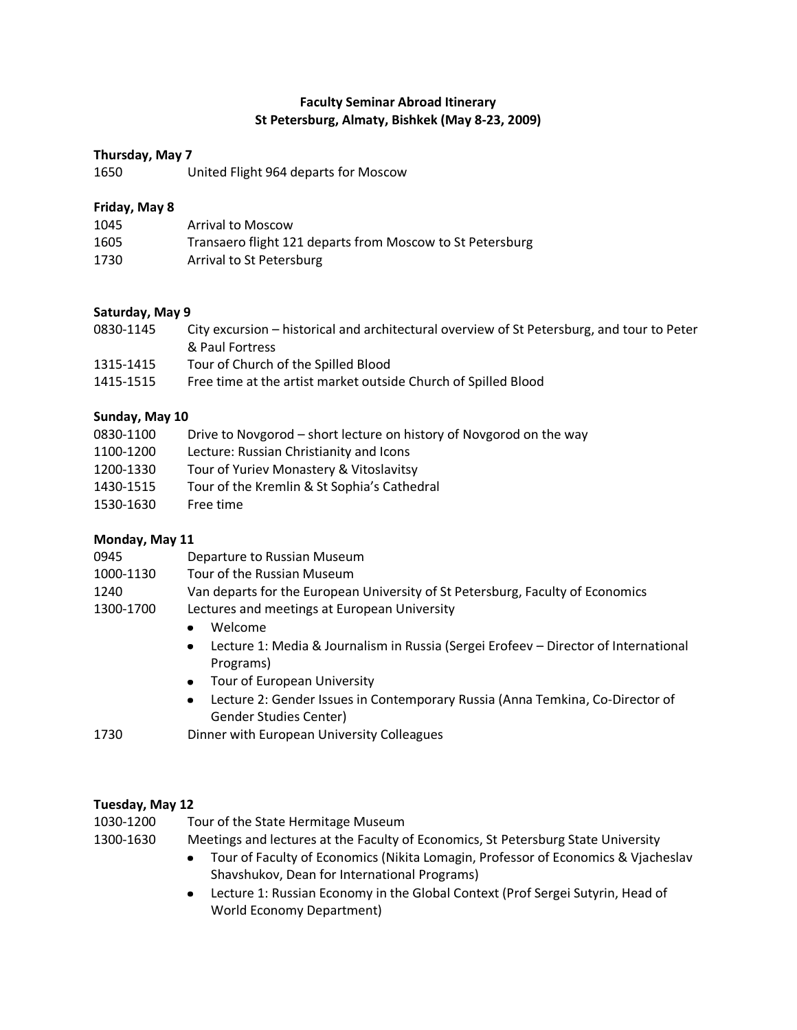**Faculty Seminar Abroad Itinerary**
**St Petersburg, Almaty, Bishkek (May 8-23, 2009)**

**Thursday, May 7**

1650 United Flight 964 departs for Moscow

**Friday, May 8**

1045 Arrival to Moscow
1605 Transaero flight 121 departs from Moscow to St Petersburg
1730 Arrival to St Petersburg

**Saturday, May 9**

0830-1145 City excursion – historical and architectural overview of St Petersburg, and tour to Peter & Paul Fortress
1315-1415 Tour of Church of the Spilled Blood
1415-1515 Free time at the artist market outside Church of Spilled Blood

**Sunday, May 10**

0830-1100 Drive to Novgorod – short lecture on history of Novgorod on the way
1100-1200 Lecture: Russian Christianity and Icons
1200-1330 Tour of Yuriev Monastery & Vitoslavitsy
1430-1515 Tour of the Kremlin & St Sophia's Cathedral
1530-1630 Free time

**Monday, May 11**

0945 Departure to Russian Museum
1000-1130 Tour of the Russian Museum
1240 Van departs for the European University of St Petersburg, Faculty of Economics
1300-1700 Lectures and meetings at European University

- Welcome
- Lecture 1: Media & Journalism in Russia (Sergei Erofeev – Director of International Programs)
- Tour of European University
- Lecture 2: Gender Issues in Contemporary Russia (Anna Temkina, Co-Director of Gender Studies Center)

1730 Dinner with European University Colleagues

**Tuesday, May 12**

1030-1200 Tour of the State Hermitage Museum
1300-1630 Meetings and lectures at the Faculty of Economics, St Petersburg State University

- Tour of Faculty of Economics (Nikita Lomagin, Professor of Economics & Vjacheslav Shavshukov, Dean for International Programs)
- Lecture 1: Russian Economy in the Global Context (Prof Sergei Sutyrin, Head of World Economy Department)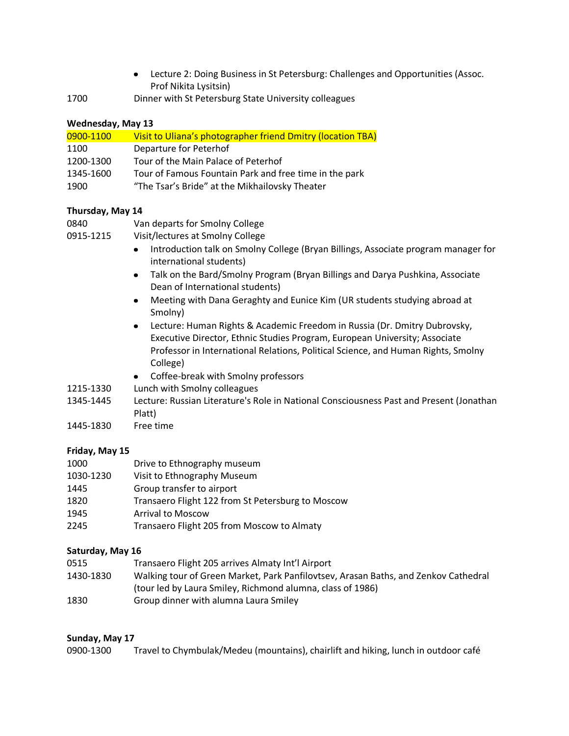- Lecture 2: Doing Business in St Petersburg: Challenges and Opportunities (Assoc. Prof Nikita Lysitsin)

1700 Dinner with St Petersburg State University colleagues

**Wednesday, May 13**

0900-1100 Visit to Uliana's photographer friend Dmitry (location TBA)

1100 Departure for Peterhof

1200-1300 Tour of the Main Palace of Peterhof

1345-1600 Tour of Famous Fountain Park and free time in the park

1900 "The Tsar's Bride" at the Mikhailovsky Theater

**Thursday, May 14**

0840 Van departs for Smolny College

0915-1215 Visit/lectures at Smolny College

- Introduction talk on Smolny College (Bryan Billings, Associate program manager for international students)
- Talk on the Bard/Smolny Program (Bryan Billings and Darya Pushkina, Associate Dean of International students)
- Meeting with Dana Geraghty and Eunice Kim (UR students studying abroad at Smolny)
- Lecture: Human Rights & Academic Freedom in Russia (Dr. Dmitry Dubrovsky, Executive Director, Ethnic Studies Program, European University; Associate Professor in International Relations, Political Science, and Human Rights, Smolny College)
- Coffee-break with Smolny professors

1215-1330 Lunch with Smolny colleagues

1345-1445 Lecture: Russian Literature's Role in National Consciousness Past and Present (Jonathan Platt)

1445-1830 Free time

**Friday, May 15**

1000 Drive to Ethnography museum

1030-1230 Visit to Ethnography Museum

1445 Group transfer to airport

1820 Transaero Flight 122 from St Petersburg to Moscow

1945 Arrival to Moscow

2245 Transaero Flight 205 from Moscow to Almaty

**Saturday, May 16**

0515 Transaero Flight 205 arrives Almaty Int'l Airport

1430-1830 Walking tour of Green Market, Park Panfilovtsev, Arasan Baths, and Zenkov Cathedral (tour led by Laura Smiley, Richmond alumna, class of 1986)

1830 Group dinner with alumna Laura Smiley

**Sunday, May 17**

0900-1300 Travel to Chymbulak/Medeu (mountains), chairlift and hiking, lunch in outdoor café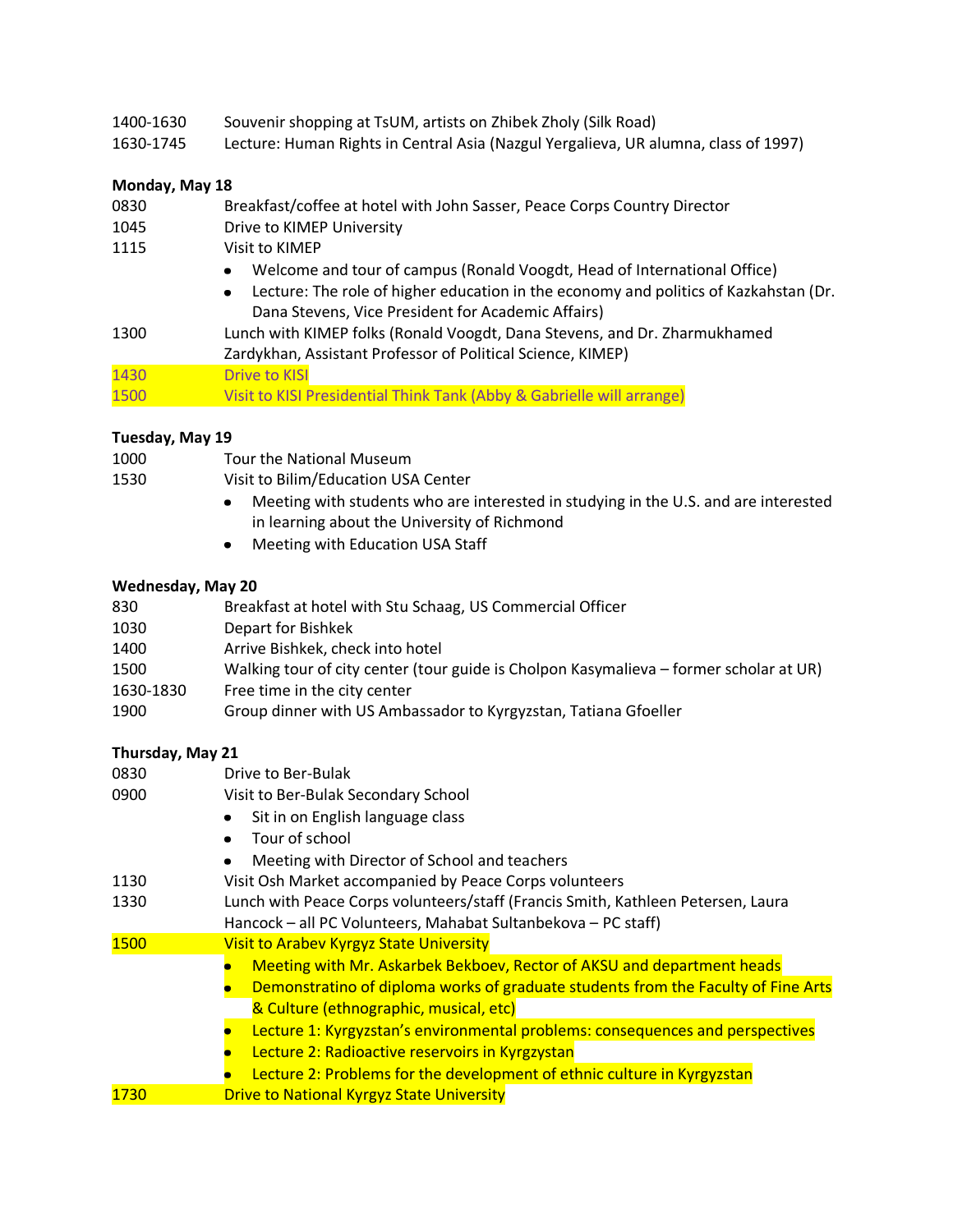1400-1630	Souvenir shopping at TsUM, artists on Zhibek Zholy (Silk Road)

1630-1745	Lecture: Human Rights in Central Asia (Nazgul Yergalieva, UR alumna, class of 1997)

**Monday, May 18**

0830	Breakfast/coffee at hotel with John Sasser, Peace Corps Country Director

1045	Drive to KIMEP University

1115	Visit to KIMEP

- Welcome and tour of campus (Ronald Voogdt, Head of International Office)
- Lecture: The role of higher education in the economy and politics of Kazkahstan (Dr. Dana Stevens, Vice President for Academic Affairs)

1300	Lunch with KIMEP folks (Ronald Voogdt, Dana Stevens, and Dr. Zharmukhamed Zardykhan, Assistant Professor of Political Science, KIMEP)

1430	Drive to KISI

1500	Visit to KISI Presidential Think Tank (Abby & Gabrielle will arrange)

**Tuesday, May 19**

1000	Tour the National Museum

1530	Visit to Bilim/Education USA Center

- Meeting with students who are interested in studying in the U.S. and are interested in learning about the University of Richmond
- Meeting with Education USA Staff

**Wednesday, May 20**

830	Breakfast at hotel with Stu Schaag, US Commercial Officer

1030	Depart for Bishkek

1400	Arrive Bishkek, check into hotel

1500	Walking tour of city center (tour guide is Cholpon Kasymalieva – former scholar at UR)

1630-1830	Free time in the city center

1900	Group dinner with US Ambassador to Kyrgyzstan, Tatiana Gfoeller

**Thursday, May 21**

0830	Drive to Ber-Bulak

0900	Visit to Ber-Bulak Secondary School

- Sit in on English language class
- Tour of school
- Meeting with Director of School and teachers

1130	Visit Osh Market accompanied by Peace Corps volunteers

1330	Lunch with Peace Corps volunteers/staff (Francis Smith, Kathleen Petersen, Laura Hancock – all PC Volunteers, Mahabat Sultanbekova – PC staff)

1500	Visit to Arabev Kyrgyz State University

- Meeting with Mr. Askarbek Bekboev, Rector of AKSU and department heads
- Demonstratino of diploma works of graduate students from the Faculty of Fine Arts & Culture (ethnographic, musical, etc)
- Lecture 1: Kyrgyzstan's environmental problems: consequences and perspectives
- Lecture 2: Radioactive reservoirs in Kyrgyzstan
- Lecture 2: Problems for the development of ethnic culture in Kyrgyzstan

1730	Drive to National Kyrgyz State University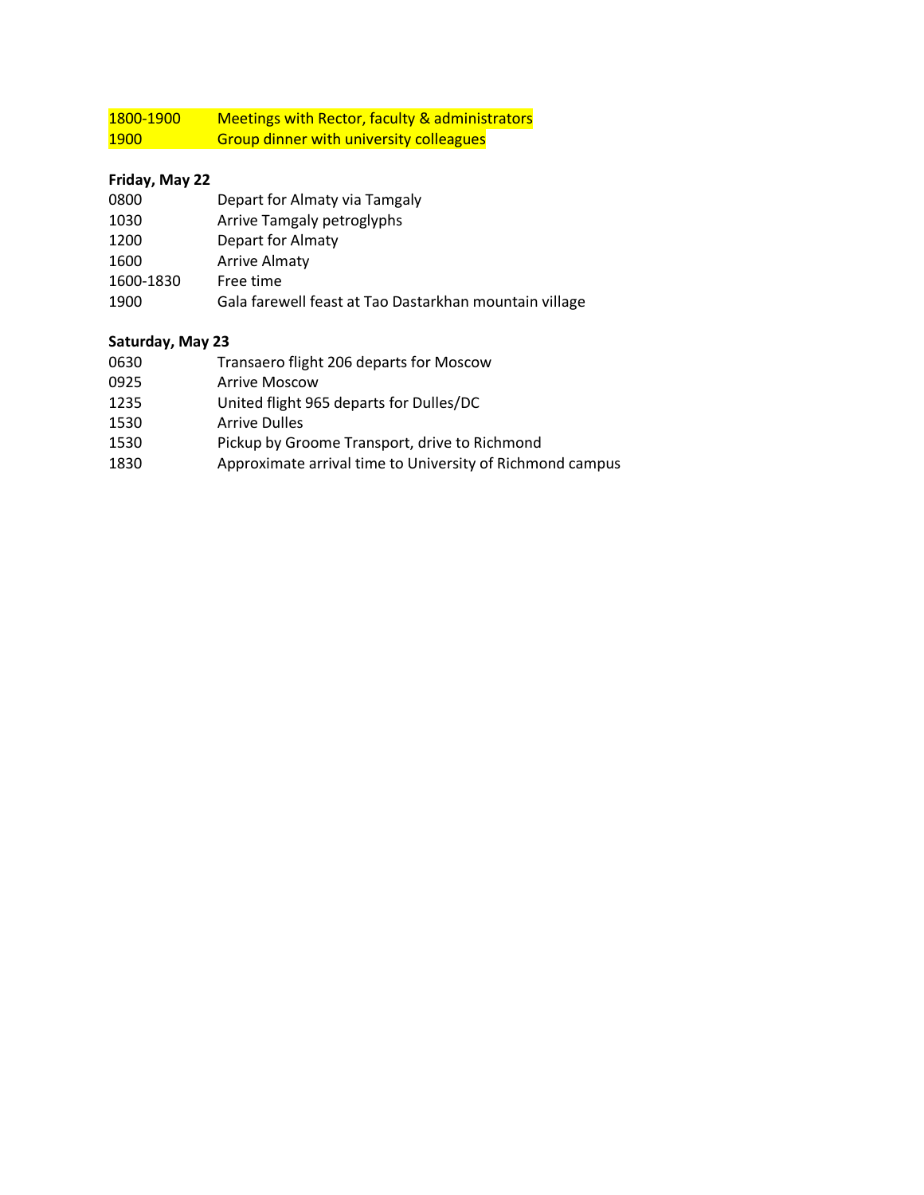| | |
|---|---|
| 1800-1900 | Meetings with Rector, faculty & administrators |
| 1900 | Group dinner with university colleagues |

**Friday, May 22**

| | |
|---|---|
| 0800 | Depart for Almaty via Tamgaly |
| 1030 | Arrive Tamgaly petroglyphs |
| 1200 | Depart for Almaty |
| 1600 | Arrive Almaty |
| 1600-1830 | Free time |
| 1900 | Gala farewell feast at Tao Dastarkhan mountain village |

**Saturday, May 23**

| | |
|---|---|
| 0630 | Transaero flight 206 departs for Moscow |
| 0925 | Arrive Moscow |
| 1235 | United flight 965 departs for Dulles/DC |
| 1530 | Arrive Dulles |
| 1530 | Pickup by Groome Transport, drive to Richmond |
| 1830 | Approximate arrival time to University of Richmond campus |